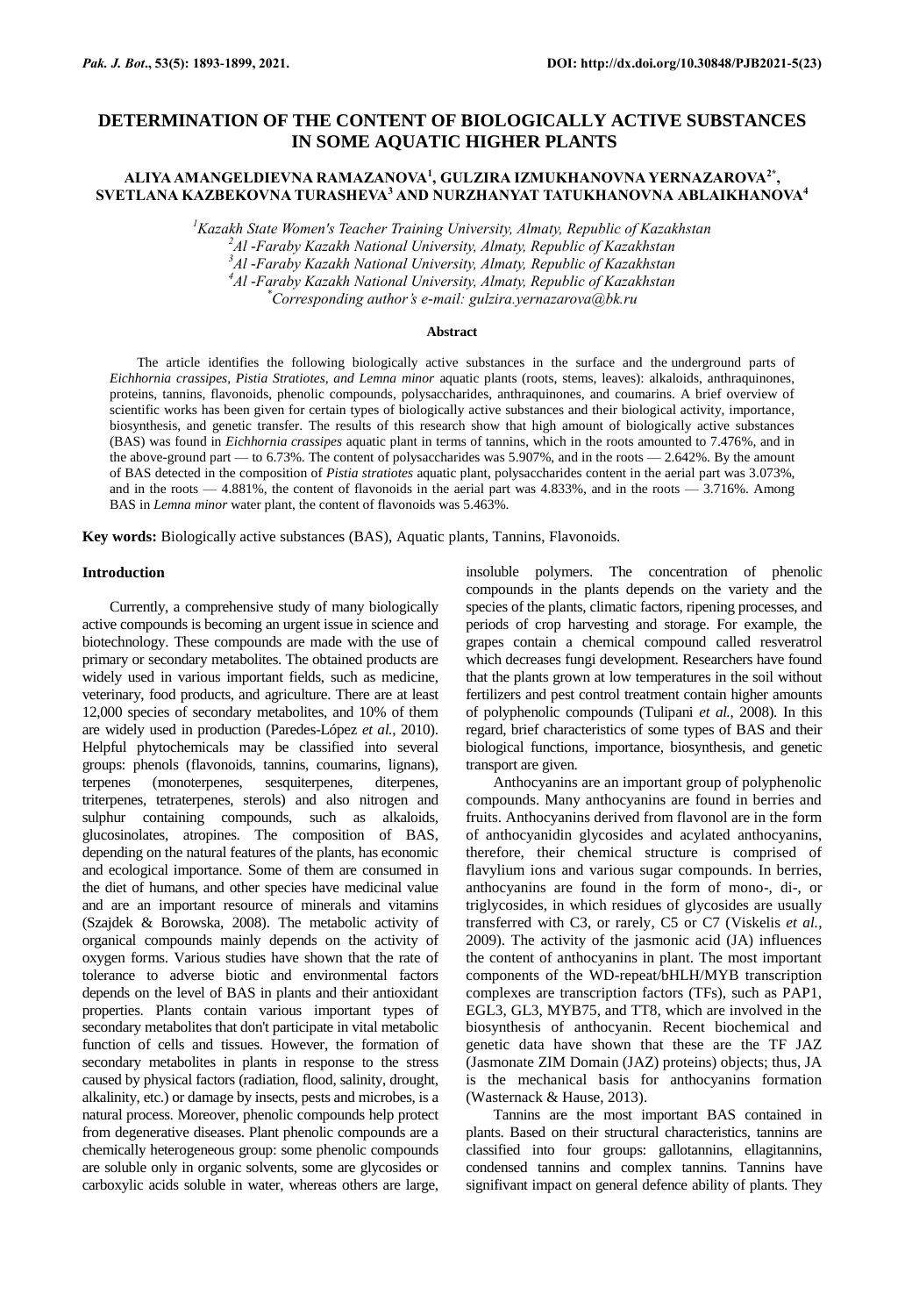# DETERMINATION OF THE CONTENT OF BIOLOGICALLY ACTIVE SUBSTANCES IN SOME AQUATIC HIGHER PLANTS

**ALIYA AMANGELDIEVNA RAMAZANOVA[1], GULZIRA IZMUKHANOVNA YERNAZAROVA[2*], SVETLANA KAZBEKOVNA TURASHEVA[3] AND NURZHANYAT TATUKHANOVNA ABLAIKHANOVA[4]**

*[1]Kazakh State Women's Teacher Training University, Almaty, Republic of Kazakhstan*
*[2]Al -Faraby Kazakh National University, Almaty, Republic of Kazakhstan*
*[3]Al -Faraby Kazakh National University, Almaty, Republic of Kazakhstan*
*[4]Al -Faraby Kazakh National University, Almaty, Republic of Kazakhstan*
*[*]Corresponding author's e-mail: gulzira.yernazarova@bk.ru*

## Abstract

The article identifies the following biologically active substances in the surface and the underground parts of *Eichhornia crassipes, Pistia Stratiotes, and Lemna minor* aquatic plants (roots, stems, leaves): alkaloids, anthraquinones, proteins, tannins, flavonoids, phenolic compounds, polysaccharides, anthraquinones, and coumarins. A brief overview of scientific works has been given for certain types of biologically active substances and their biological activity, importance, biosynthesis, and genetic transfer. The results of this research show that high amount of biologically active substances (BAS) was found in *Eichhornia crassipes* aquatic plant in terms of tannins, which in the roots amounted to 7.476%, and in the above-ground part — to 6.73%. The content of polysaccharides was 5.907%, and in the roots — 2.642%. By the amount of BAS detected in the composition of *Pistia stratiotes* aquatic plant, polysaccharides content in the aerial part was 3.073%, and in the roots — 4.881%, the content of flavonoids in the aerial part was 4.833%, and in the roots — 3.716%. Among BAS in *Lemna minor* water plant, the content of flavonoids was 5.463%.

**Key words:** Biologically active substances (BAS), Aquatic plants, Tannins, Flavonoids.

## Introduction

Currently, a comprehensive study of many biologically active compounds is becoming an urgent issue in science and biotechnology. These compounds are made with the use of primary or secondary metabolites. The obtained products are widely used in various important fields, such as medicine, veterinary, food products, and agriculture. There are at least 12,000 species of secondary metabolites, and 10% of them are widely used in production (Paredes-López *et al.*, 2010). Helpful phytochemicals may be classified into several groups: phenols (flavonoids, tannins, coumarins, lignans), terpenes (monoterpenes, sesquiterpenes, diterpenes, triterpenes, tetraterpenes, sterols) and also nitrogen and sulphur containing compounds, such as alkaloids, glucosinolates, atropines. The composition of BAS, depending on the natural features of the plants, has economic and ecological importance. Some of them are consumed in the diet of humans, and other species have medicinal value and are an important resource of minerals and vitamins (Szajdek & Borowska, 2008). The metabolic activity of organical compounds mainly depends on the activity of oxygen forms. Various studies have shown that the rate of tolerance to adverse biotic and environmental factors depends on the level of BAS in plants and their antioxidant properties. Plants contain various important types of secondary metabolites that don't participate in vital metabolic function of cells and tissues. However, the formation of secondary metabolites in plants in response to the stress caused by physical factors (radiation, flood, salinity, drought, alkalinity, etc.) or damage by insects, pests and microbes, is a natural process. Moreover, phenolic compounds help protect from degenerative diseases. Plant phenolic compounds are a chemically heterogeneous group: some phenolic compounds are soluble only in organic solvents, some are glycosides or carboxylic acids soluble in water, whereas others are large, insoluble polymers. The concentration of phenolic compounds in the plants depends on the variety and the species of the plants, climatic factors, ripening processes, and periods of crop harvesting and storage. For example, the grapes contain a chemical compound called resveratrol which decreases fungi development. Researchers have found that the plants grown at low temperatures in the soil without fertilizers and pest control treatment contain higher amounts of polyphenolic compounds (Tulipani *et al.*, 2008). In this regard, brief characteristics of some types of BAS and their biological functions, importance, biosynthesis, and genetic transport are given.

Anthocyanins are an important group of polyphenolic compounds. Many anthocyanins are found in berries and fruits. Anthocyanins derived from flavonol are in the form of anthocyanidin glycosides and acylated anthocyanins, therefore, their chemical structure is comprised of flavylium ions and various sugar compounds. In berries, anthocyanins are found in the form of mono-, di-, or triglycosides, in which residues of glycosides are usually transferred with C3, or rarely, C5 or C7 (Viskelis *et al.*, 2009). The activity of the jasmonic acid (JA) influences the content of anthocyanins in plant. The most important components of the WD-repeat/bHLH/MYB transcription complexes are transcription factors (TFs), such as PAP1, EGL3, GL3, MYB75, and TT8, which are involved in the biosynthesis of anthocyanin. Recent biochemical and genetic data have shown that these are the TF JAZ (Jasmonate ZIM Domain (JAZ) proteins) objects; thus, JA is the mechanical basis for anthocyanins formation (Wasternack & Hause, 2013).

Tannins are the most important BAS contained in plants. Based on their structural characteristics, tannins are classified into four groups: gallotannins, ellagitannins, condensed tannins and complex tannins. Tannins have signifivant impact on general defence ability of plants. They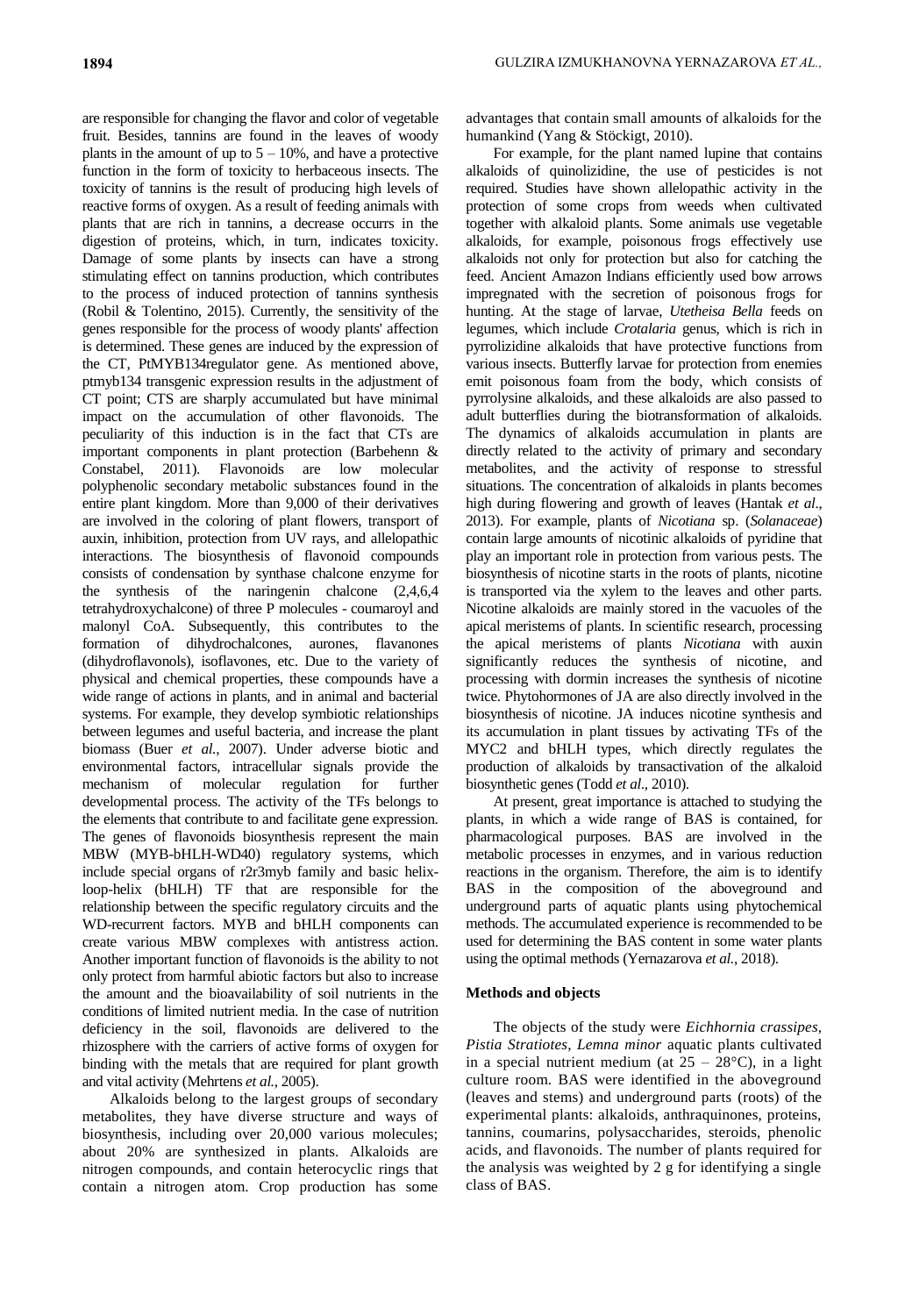are responsible for changing the flavor and color of vegetable fruit. Besides, tannins are found in the leaves of woody plants in the amount of up to 5 – 10%, and have a protective function in the form of toxicity to herbaceous insects. The toxicity of tannins is the result of producing high levels of reactive forms of oxygen. As a result of feeding animals with plants that are rich in tannins, a decrease occurrs in the digestion of proteins, which, in turn, indicates toxicity. Damage of some plants by insects can have a strong stimulating effect on tannins production, which contributes to the process of induced protection of tannins synthesis (Robil & Tolentino, 2015). Currently, the sensitivity of the genes responsible for the process of woody plants' affection is determined. These genes are induced by the expression of the CT, PtMYB134regulator gene. As mentioned above, ptmyb134 transgenic expression results in the adjustment of CT point; CTS are sharply accumulated but have minimal impact on the accumulation of other flavonoids. The peculiarity of this induction is in the fact that CTs are important components in plant protection (Barbehenn & Constabel, 2011). Flavonoids are low molecular polyphenolic secondary metabolic substances found in the entire plant kingdom. More than 9,000 of their derivatives are involved in the coloring of plant flowers, transport of auxin, inhibition, protection from UV rays, and allelopathic interactions. The biosynthesis of flavonoid compounds consists of condensation by synthase chalcone enzyme for the synthesis of the naringenin chalcone (2,4,6,4 tetrahydroxychalcone) of three P molecules - coumaroyl and malonyl CoA. Subsequently, this contributes to the formation of dihydrochalcones, aurones, flavanones (dihydroflavonols), isoflavones, etc. Due to the variety of physical and chemical properties, these compounds have a wide range of actions in plants, and in animal and bacterial systems. For example, they develop symbiotic relationships between legumes and useful bacteria, and increase the plant biomass (Buer *et al.*, 2007). Under adverse biotic and environmental factors, intracellular signals provide the mechanism of molecular regulation for further developmental process. The activity of the TFs belongs to the elements that contribute to and facilitate gene expression. The genes of flavonoids biosynthesis represent the main MBW (MYB-bHLH-WD40) regulatory systems, which include special organs of r2r3myb family and basic helix-loop-helix (bHLH) TF that are responsible for the relationship between the specific regulatory circuits and the WD-recurrent factors. MYB and bHLH components can create various MBW complexes with antistress action. Another important function of flavonoids is the ability to not only protect from harmful abiotic factors but also to increase the amount and the bioavailability of soil nutrients in the conditions of limited nutrient media. In the case of nutrition deficiency in the soil, flavonoids are delivered to the rhizosphere with the carriers of active forms of oxygen for binding with the metals that are required for plant growth and vital activity (Mehrtens *et al.*, 2005).

Alkaloids belong to the largest groups of secondary metabolites, they have diverse structure and ways of biosynthesis, including over 20,000 various molecules; about 20% are synthesized in plants. Alkaloids are nitrogen compounds, and contain heterocyclic rings that contain a nitrogen atom. Crop production has some advantages that contain small amounts of alkaloids for the humankind (Yang & Stöckigt, 2010).

For example, for the plant named lupine that contains alkaloids of quinolizidine, the use of pesticides is not required. Studies have shown allelopathic activity in the protection of some crops from weeds when cultivated together with alkaloid plants. Some animals use vegetable alkaloids, for example, poisonous frogs effectively use alkaloids not only for protection but also for catching the feed. Ancient Amazon Indians efficiently used bow arrows impregnated with the secretion of poisonous frogs for hunting. At the stage of larvae, *Utetheisa Bella* feeds on legumes, which include *Crotalaria* genus, which is rich in pyrrolizidine alkaloids that have protective functions from various insects. Butterfly larvae for protection from enemies emit poisonous foam from the body, which consists of pyrrolysine alkaloids, and these alkaloids are also passed to adult butterflies during the biotransformation of alkaloids. The dynamics of alkaloids accumulation in plants are directly related to the activity of primary and secondary metabolites, and the activity of response to stressful situations. The concentration of alkaloids in plants becomes high during flowering and growth of leaves (Hantak *et al*., 2013). For example, plants of *Nicotiana* sp. (*Solanaceae*) contain large amounts of nicotinic alkaloids of pyridine that play an important role in protection from various pests. The biosynthesis of nicotine starts in the roots of plants, nicotine is transported via the xylem to the leaves and other parts. Nicotine alkaloids are mainly stored in the vacuoles of the apical meristems of plants. In scientific research, processing the apical meristems of plants *Nicotiana* with auxin significantly reduces the synthesis of nicotine, and processing with dormin increases the synthesis of nicotine twice. Phytohormones of JA are also directly involved in the biosynthesis of nicotine. JA induces nicotine synthesis and its accumulation in plant tissues by activating TFs of the MYC2 and bHLH types, which directly regulates the production of alkaloids by transactivation of the alkaloid biosynthetic genes (Todd *et al*., 2010).

At present, great importance is attached to studying the plants, in which a wide range of BAS is contained, for pharmacological purposes. BAS are involved in the metabolic processes in enzymes, and in various reduction reactions in the organism. Therefore, the aim is to identify BAS in the composition of the aboveground and underground parts of aquatic plants using phytochemical methods. The accumulated experience is recommended to be used for determining the BAS content in some water plants using the optimal methods (Yernazarova *et al.*, 2018).

## Methods and objects

The objects of the study were *Eichhornia crassipes, Pistia Stratiotes, Lemna minor* aquatic plants cultivated in a special nutrient medium (at 25 – 28°C), in a light culture room. BAS were identified in the aboveground (leaves and stems) and underground parts (roots) of the experimental plants: alkaloids, anthraquinones, proteins, tannins, coumarins, polysaccharides, steroids, phenolic acids, and flavonoids. The number of plants required for the analysis was weighted by 2 g for identifying a single class of BAS.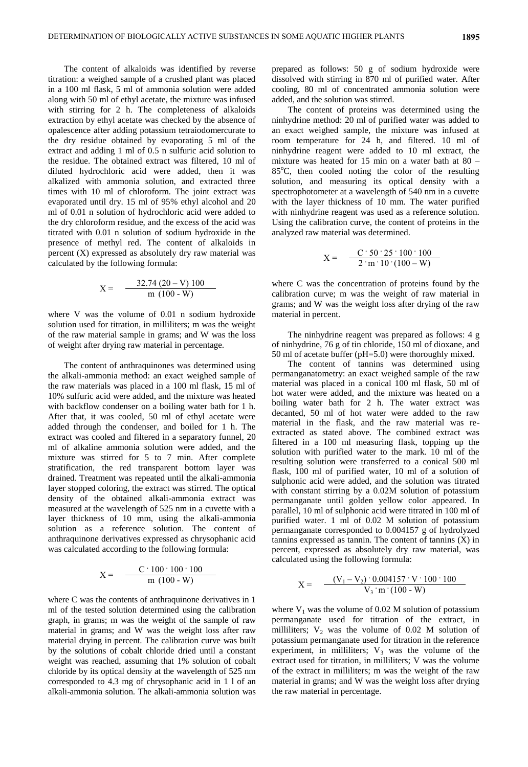The content of alkaloids was identified by reverse titration: a weighed sample of a crushed plant was placed in a 100 ml flask, 5 ml of ammonia solution were added along with 50 ml of ethyl acetate, the mixture was infused with stirring for 2 h. The completeness of alkaloids extraction by ethyl acetate was checked by the absence of opalescence after adding potassium tetraiodomercurate to the dry residue obtained by evaporating 5 ml of the extract and adding 1 ml of 0.5 n sulfuric acid solution to the residue. The obtained extract was filtered, 10 ml of diluted hydrochloric acid were added, then it was alkalized with ammonia solution, and extracted three times with 10 ml of chloroform. The joint extract was evaporated until dry. 15 ml of 95% ethyl alcohol and 20 ml of 0.01 n solution of hydrochloric acid were added to the dry chloroform residue, and the excess of the acid was titrated with 0.01 n solution of sodium hydroxide in the presence of methyl red. The content of alkaloids in percent (X) expressed as absolutely dry raw material was calculated by the following formula:

$$X = \frac{32.74\,(20 - V)\,100}{m\,(100 - W)}$$

where V was the volume of 0.01 n sodium hydroxide solution used for titration, in milliliters; m was the weight of the raw material sample in grams; and W was the loss of weight after drying raw material in percentage.

The content of anthraquinones was determined using the alkali-ammonia method: an exact weighed sample of the raw materials was placed in a 100 ml flask, 15 ml of 10% sulfuric acid were added, and the mixture was heated with backflow condenser on a boiling water bath for 1 h. After that, it was cooled, 50 ml of ethyl acetate were added through the condenser, and boiled for 1 h. The extract was cooled and filtered in a separatory funnel, 20 ml of alkaline ammonia solution were added, and the mixture was stirred for 5 to 7 min. After complete stratification, the red transparent bottom layer was drained. Treatment was repeated until the alkali-ammonia layer stopped coloring, the extract was stirred. The optical density of the obtained alkali-ammonia extract was measured at the wavelength of 525 nm in a cuvette with a layer thickness of 10 mm, using the alkali-ammonia solution as a reference solution. The content of anthraquinone derivatives expressed as chrysophanic acid was calculated according to the following formula:

$$X = \frac{C \cdot 100 \cdot 100 \cdot 100}{m\,(100 - W)}$$

where C was the contents of anthraquinone derivatives in 1 ml of the tested solution determined using the calibration graph, in grams; m was the weight of the sample of raw material in grams; and W was the weight loss after raw material drying in percent. The calibration curve was built by the solutions of cobalt chloride dried until a constant weight was reached, assuming that 1% solution of cobalt chloride by its optical density at the wavelength of 525 nm corresponded to 4.3 mg of chrysophanic acid in 1 l of an alkali-ammonia solution. The alkali-ammonia solution was prepared as follows: 50 g of sodium hydroxide were dissolved with stirring in 870 ml of purified water. After cooling, 80 ml of concentrated ammonia solution were added, and the solution was stirred.

The content of proteins was determined using the ninhydrine method: 20 ml of purified water was added to an exact weighed sample, the mixture was infused at room temperature for 24 h, and filtered. 10 ml of ninhydrine reagent were added to 10 ml extract, the mixture was heated for 15 min on a water bath at 80 – 85°C, then cooled noting the color of the resulting solution, and measuring its optical density with a spectrophotometer at a wavelength of 540 nm in a cuvette with the layer thickness of 10 mm. The water purified with ninhydrine reagent was used as a reference solution. Using the calibration curve, the content of proteins in the analyzed raw material was determined.

$$X = \frac{C \cdot 50 \cdot 25 \cdot 100 \cdot 100}{2 \cdot m \cdot 10 \cdot (100 - W)}$$

where C was the concentration of proteins found by the calibration curve; m was the weight of raw material in grams; and W was the weight loss after drying of the raw material in percent.

The ninhydrine reagent was prepared as follows: 4 g of ninhydrine, 76 g of tin chloride, 150 ml of dioxane, and 50 ml of acetate buffer (pH=5.0) were thoroughly mixed.

The content of tannins was determined using permanganatometry: an exact weighed sample of the raw material was placed in a conical 100 ml flask, 50 ml of hot water were added, and the mixture was heated on a boiling water bath for 2 h. The water extract was decanted, 50 ml of hot water were added to the raw material in the flask, and the raw material was re-extracted as stated above. The combined extract was filtered in a 100 ml measuring flask, topping up the solution with purified water to the mark. 10 ml of the resulting solution were transferred to a conical 500 ml flask, 100 ml of purified water, 10 ml of a solution of sulphonic acid were added, and the solution was titrated with constant stirring by a 0.02M solution of potassium permanganate until golden yellow color appeared. In parallel, 10 ml of sulphonic acid were titrated in 100 ml of purified water. 1 ml of 0.02 M solution of potassium permanganate corresponded to 0.004157 g of hydrolyzed tannins expressed as tannin. The content of tannins (X) in percent, expressed as absolutely dry raw material, was calculated using the following formula:

$$X = \frac{(V_1 - V_2) \cdot 0.004157 \cdot V \cdot 100 \cdot 100}{V_3 \cdot m \cdot (100 - W)}$$

where $V_1$ was the volume of 0.02 M solution of potassium permanganate used for titration of the extract, in milliliters; $V_2$ was the volume of 0.02 M solution of potassium permanganate used for titration in the reference experiment, in milliliters; $V_3$ was the volume of the extract used for titration, in milliliters; V was the volume of the extract in milliliters; m was the weight of the raw material in grams; and W was the weight loss after drying the raw material in percentage.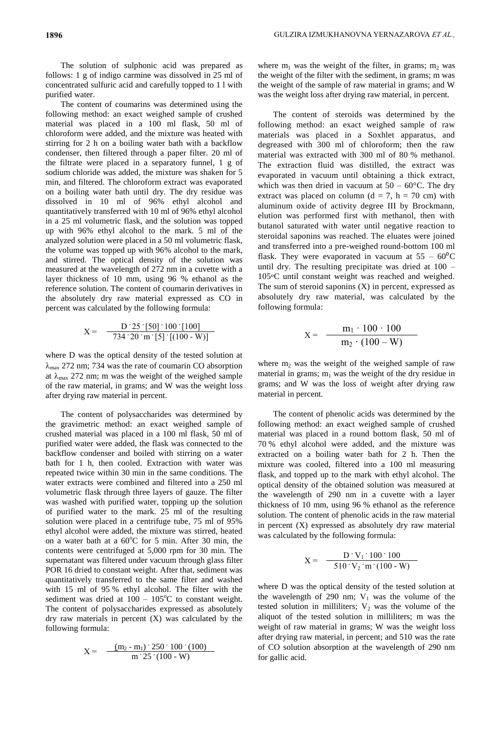The solution of sulphonic acid was prepared as follows: 1 g of indigo carmine was dissolved in 25 ml of concentrated sulfuric acid and carefully topped to 1 l with purified water.

The content of coumarins was determined using the following method: an exact weighed sample of crushed material was placed in a 100 ml flask, 50 ml of chloroform were added, and the mixture was heated with stirring for 2 h on a boiling water bath with a backflow condenser, then filtered through a paper filter. 20 ml of the filtrate were placed in a separatory funnel, 1 g of sodium chloride was added, the mixture was shaken for 5 min, and filtered. The chloroform extract was evaporated on a boiling water bath until dry. The dry residue was dissolved in 10 ml of 96% ethyl alcohol and quantitatively transferred with 10 ml of 96% ethyl alcohol in a 25 ml volumetric flask, and the solution was topped up with 96% ethyl alcohol to the mark. 5 ml of the analyzed solution were placed in a 50 ml volumetric flask, the volume was topped up with 96% alcohol to the mark, and stirred. The optical density of the solution was measured at the wavelength of 272 nm in a cuvette with a layer thickness of 10 mm, using 96 % ethanol as the reference solution. The content of coumarin derivatives in the absolutely dry raw material expressed as CO in percent was calculated by the following formula:

$$X = \frac{D \cdot 25 \cdot [50] \cdot 100 \cdot [100]}{734 \cdot 20 \cdot m \cdot [5] \cdot [(100 - W)]}$$

where D was the optical density of the tested solution at $\lambda_{max}$ 272 nm; 734 was the rate of coumarin CO absorption at $\lambda_{max}$ 272 nm; m was the weight of the weighed sample of the raw material, in grams; and W was the weight loss after drying raw material in percent.

The content of polysaccharides was determined by the gravimetric method: an exact weighed sample of crushed material was placed in a 100 ml flask, 50 ml of purified water were added, the flask was connected to the backflow condenser and boiled with stirring on a water bath for 1 h, then cooled. Extraction with water was repeated twice within 30 min in the same conditions. The water extracts were combined and filtered into a 250 ml volumetric flask through three layers of gauze. The filter was washed with purified water, topping up the solution of purified water to the mark. 25 ml of the resulting solution were placed in a centrifuge tube, 75 ml of 95% ethyl alcohol were added, the mixture was stirred, heated on a water bath at a 60°C for 5 min. After 30 min, the contents were centrifuged at 5,000 rpm for 30 min. The supernatant was filtered under vacuum through glass filter POR 16 dried to constant weight. After that, sediment was quantitatively transferred to the same filter and washed with 15 ml of 95 % ethyl alcohol. The filter with the sediment was dried at 100 – 105°C to constant weight. The content of polysaccharides expressed as absolutely dry raw materials in percent (X) was calculated by the following formula:

$$X = \frac{(m_2 - m_1) \cdot 250 \cdot 100 \cdot (100)}{m \cdot 25 \cdot (100 - W)}$$

where $m_1$ was the weight of the filter, in grams; $m_2$ was the weight of the filter with the sediment, in grams; m was the weight of the sample of raw material in grams; and W was the weight loss after drying raw material, in percent.

The content of steroids was determined by the following method: an exact weighed sample of raw materials was placed in a Soxhlet apparatus, and degreased with 300 ml of chloroform; then the raw material was extracted with 300 ml of 80 % methanol. The extraction fluid was distilled, the extract was evaporated in vacuum until obtaining a thick extract, which was then dried in vacuum at 50 – 60°C. The dry extract was placed on column (d = 7, h = 70 cm) with aluminum oxide of activity degree III by Brockmann, elution was performed first with methanol, then with butanol saturated with water until negative reaction to steroidal saponins was reached. The eluates were joined and transferred into a pre-weighed round-bottom 100 ml flask. They were evaporated in vacuum at 55 – 60°C until dry. The resulting precipitate was dried at 100 – 105°C until constant weight was reached and weighed. The sum of steroid saponins (X) in percent, expressed as absolutely dry raw material, was calculated by the following formula:

$$X = \frac{m_1 \cdot 100 \cdot 100}{m_2 \cdot (100 - W)}$$

where $m_2$ was the weight of the weighed sample of raw material in grams; $m_1$ was the weight of the dry residue in grams; and W was the loss of weight after drying raw material in percent.

The content of phenolic acids was determined by the following method: an exact weighed sample of crushed material was placed in a round bottom flask, 50 ml of 70 % ethyl alcohol were added, and the mixture was extracted on a boiling water bath for 2 h. Then the mixture was cooled, filtered into a 100 ml measuring flask, and topped up to the mark with ethyl alcohol. The optical density of the obtained solution was measured at the wavelength of 290 nm in a cuvette with a layer thickness of 10 mm, using 96 % ethanol as the reference solution. The content of phenolic acids in the raw material in percent (X) expressed as absolutely dry raw material was calculated by the following formula:

$$X = \frac{D \cdot V_1 \cdot 100 \cdot 100}{510 \cdot V_2 \cdot m \cdot (100 - W)}$$

where D was the optical density of the tested solution at the wavelength of 290 nm; $V_1$ was the volume of the tested solution in milliliters; $V_2$ was the volume of the aliquot of the tested solution in milliliters; m was the weight of raw material in grams; W was the weight loss after drying raw material, in percent; and 510 was the rate of CO solution absorption at the wavelength of 290 nm for gallic acid.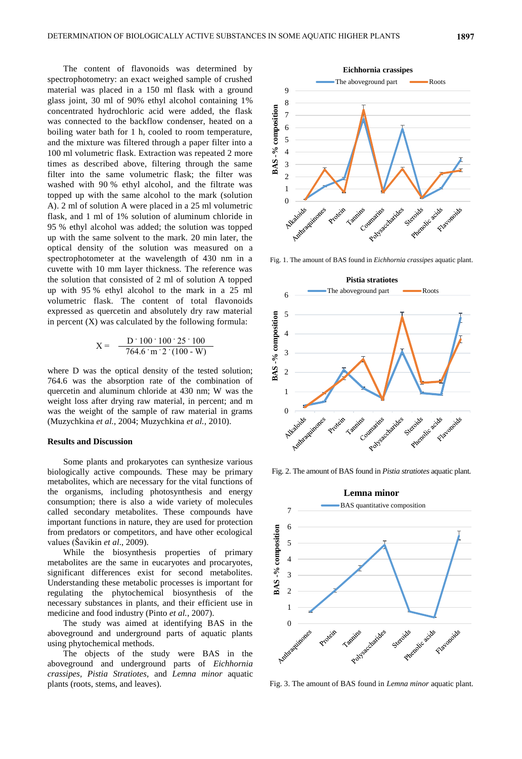The content of flavonoids was determined by spectrophotometry: an exact weighed sample of crushed material was placed in a 150 ml flask with a ground glass joint, 30 ml of 90% ethyl alcohol containing 1% concentrated hydrochloric acid were added, the flask was connected to the backflow condenser, heated on a boiling water bath for 1 h, cooled to room temperature, and the mixture was filtered through a paper filter into a 100 ml volumetric flask. Extraction was repeated 2 more times as described above, filtering through the same filter into the same volumetric flask; the filter was washed with 90 % ethyl alcohol, and the filtrate was topped up with the same alcohol to the mark (solution A). 2 ml of solution A were placed in a 25 ml volumetric flask, and 1 ml of 1% solution of aluminum chloride in 95 % ethyl alcohol was added; the solution was topped up with the same solvent to the mark. 20 min later, the optical density of the solution was measured on a spectrophotometer at the wavelength of 430 nm in a cuvette with 10 mm layer thickness. The reference was the solution that consisted of 2 ml of solution A topped up with 95 % ethyl alcohol to the mark in a 25 ml volumetric flask. The content of total flavonoids expressed as quercetin and absolutely dry raw material in percent (X) was calculated by the following formula:

$$X = \frac{D \cdot 100 \cdot 100 \cdot 25 \cdot 100}{764.6 \cdot m \cdot 2 \cdot (100 - W)}$$

where D was the optical density of the tested solution; 764.6 was the absorption rate of the combination of quercetin and aluminum chloride at 430 nm; W was the weight loss after drying raw material, in percent; and m was the weight of the sample of raw material in grams (Muzychkina *et al.*, 2004; Muzychkina *et al.*, 2010).

## Results and Discussion

Some plants and prokaryotes can synthesize various biologically active compounds. These may be primary metabolites, which are necessary for the vital functions of the organisms, including photosynthesis and energy consumption; there is also a wide variety of molecules called secondary metabolites. These compounds have important functions in nature, they are used for protection from predators or competitors, and have other ecological values (Šavikin *et al*., 2009).

While the biosynthesis properties of primary metabolites are the same in eucaryotes and procaryotes, significant differences exist for second metabolites. Understanding these metabolic processes is important for regulating the phytochemical biosynthesis of the necessary substances in plants, and their efficient use in medicine and food industry (Pinto *et al.*, 2007).

The study was aimed at identifying BAS in the aboveground and underground parts of aquatic plants using phytochemical methods.

The objects of the study were BAS in the aboveground and underground parts of *Eichhornia crassipes*, *Pistia Stratiotes*, and *Lemna minor* aquatic plants (roots, stems, and leaves).

Fig. 1. The amount of BAS found in *Eichhornia crassipes* aquatic plant.

Fig. 2. The amount of BAS found in *Pistia stratiotes* aquatic plant.

Fig. 3. The amount of BAS found in *Lemna minor* aquatic plant.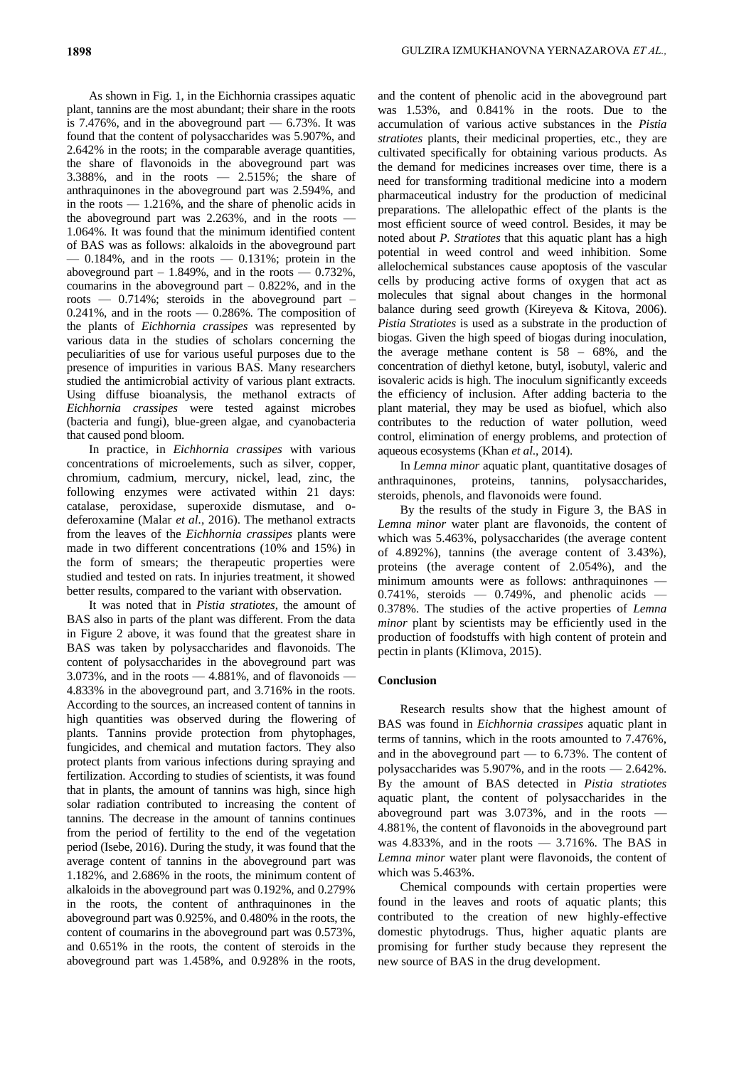As shown in Fig. 1, in the Eichhornia crassipes aquatic plant, tannins are the most abundant; their share in the roots is 7.476%, and in the aboveground part — 6.73%. It was found that the content of polysaccharides was 5.907%, and 2.642% in the roots; in the comparable average quantities, the share of flavonoids in the aboveground part was 3.388%, and in the roots — 2.515%; the share of anthraquinones in the aboveground part was 2.594%, and in the roots — 1.216%, and the share of phenolic acids in the aboveground part was 2.263%, and in the roots — 1.064%. It was found that the minimum identified content of BAS was as follows: alkaloids in the aboveground part — 0.184%, and in the roots — 0.131%; protein in the aboveground part – 1.849%, and in the roots — 0.732%, coumarins in the aboveground part – 0.822%, and in the roots — 0.714%; steroids in the aboveground part – 0.241%, and in the roots — 0.286%. The composition of the plants of *Eichhornia crassipes* was represented by various data in the studies of scholars concerning the peculiarities of use for various useful purposes due to the presence of impurities in various BAS. Many researchers studied the antimicrobial activity of various plant extracts. Using diffuse bioanalysis, the methanol extracts of *Eichhornia crassipes* were tested against microbes (bacteria and fungi), blue-green algae, and cyanobacteria that caused pond bloom.

In practice, in *Eichhornia crassipes* with various concentrations of microelements, such as silver, copper, chromium, cadmium, mercury, nickel, lead, zinc, the following enzymes were activated within 21 days: catalase, peroxidase, superoxide dismutase, and o-deferoxamine (Malar *et al*., 2016). The methanol extracts from the leaves of the *Eichhornia crassipes* plants were made in two different concentrations (10% and 15%) in the form of smears; the therapeutic properties were studied and tested on rats. In injuries treatment, it showed better results, compared to the variant with observation.

It was noted that in *Pistia stratiotes*, the amount of BAS also in parts of the plant was different. From the data in Figure 2 above, it was found that the greatest share in BAS was taken by polysaccharides and flavonoids. The content of polysaccharides in the aboveground part was 3.073%, and in the roots — 4.881%, and of flavonoids — 4.833% in the aboveground part, and 3.716% in the roots. According to the sources, an increased content of tannins in high quantities was observed during the flowering of plants. Tannins provide protection from phytophages, fungicides, and chemical and mutation factors. They also protect plants from various infections during spraying and fertilization. According to studies of scientists, it was found that in plants, the amount of tannins was high, since high solar radiation contributed to increasing the content of tannins. The decrease in the amount of tannins continues from the period of fertility to the end of the vegetation period (Isebe, 2016). During the study, it was found that the average content of tannins in the aboveground part was 1.182%, and 2.686% in the roots, the minimum content of alkaloids in the aboveground part was 0.192%, and 0.279% in the roots, the content of anthraquinones in the aboveground part was 0.925%, and 0.480% in the roots, the content of coumarins in the aboveground part was 0.573%, and 0.651% in the roots, the content of steroids in the aboveground part was 1.458%, and 0.928% in the roots, and the content of phenolic acid in the aboveground part was 1.53%, and 0.841% in the roots. Due to the accumulation of various active substances in the *Pistia stratiotes* plants, their medicinal properties, etc., they are cultivated specifically for obtaining various products. As the demand for medicines increases over time, there is a need for transforming traditional medicine into a modern pharmaceutical industry for the production of medicinal preparations. The allelopathic effect of the plants is the most efficient source of weed control. Besides, it may be noted about *P. Stratiotes* that this aquatic plant has a high potential in weed control and weed inhibition. Some allelochemical substances cause apoptosis of the vascular cells by producing active forms of oxygen that act as molecules that signal about changes in the hormonal balance during seed growth (Kireyeva & Kitova, 2006). *Pistia Stratiotes* is used as a substrate in the production of biogas. Given the high speed of biogas during inoculation, the average methane content is 58 – 68%, and the concentration of diethyl ketone, butyl, isobutyl, valeric and isovaleric acids is high. The inoculum significantly exceeds the efficiency of inclusion. After adding bacteria to the plant material, they may be used as biofuel, which also contributes to the reduction of water pollution, weed control, elimination of energy problems, and protection of aqueous ecosystems (Khan *et al*., 2014).

In *Lemna minor* aquatic plant, quantitative dosages of anthraquinones, proteins, tannins, polysaccharides, steroids, phenols, and flavonoids were found.

By the results of the study in Figure 3, the BAS in *Lemna minor* water plant are flavonoids, the content of which was 5.463%, polysaccharides (the average content of 4.892%), tannins (the average content of 3.43%), proteins (the average content of 2.054%), and the minimum amounts were as follows: anthraquinones — 0.741%, steroids — 0.749%, and phenolic acids — 0.378%. The studies of the active properties of *Lemna minor* plant by scientists may be efficiently used in the production of foodstuffs with high content of protein and pectin in plants (Klimova, 2015).

## Conclusion

Research results show that the highest amount of BAS was found in *Eichhornia crassipes* aquatic plant in terms of tannins, which in the roots amounted to 7.476%, and in the aboveground part — to 6.73%. The content of polysaccharides was 5.907%, and in the roots — 2.642%. By the amount of BAS detected in *Pistia stratiotes* aquatic plant, the content of polysaccharides in the aboveground part was 3.073%, and in the roots — 4.881%, the content of flavonoids in the aboveground part was 4.833%, and in the roots — 3.716%. The BAS in *Lemna minor* water plant were flavonoids, the content of which was 5.463%.

Chemical compounds with certain properties were found in the leaves and roots of aquatic plants; this contributed to the creation of new highly-effective domestic phytodrugs. Thus, higher aquatic plants are promising for further study because they represent the new source of BAS in the drug development.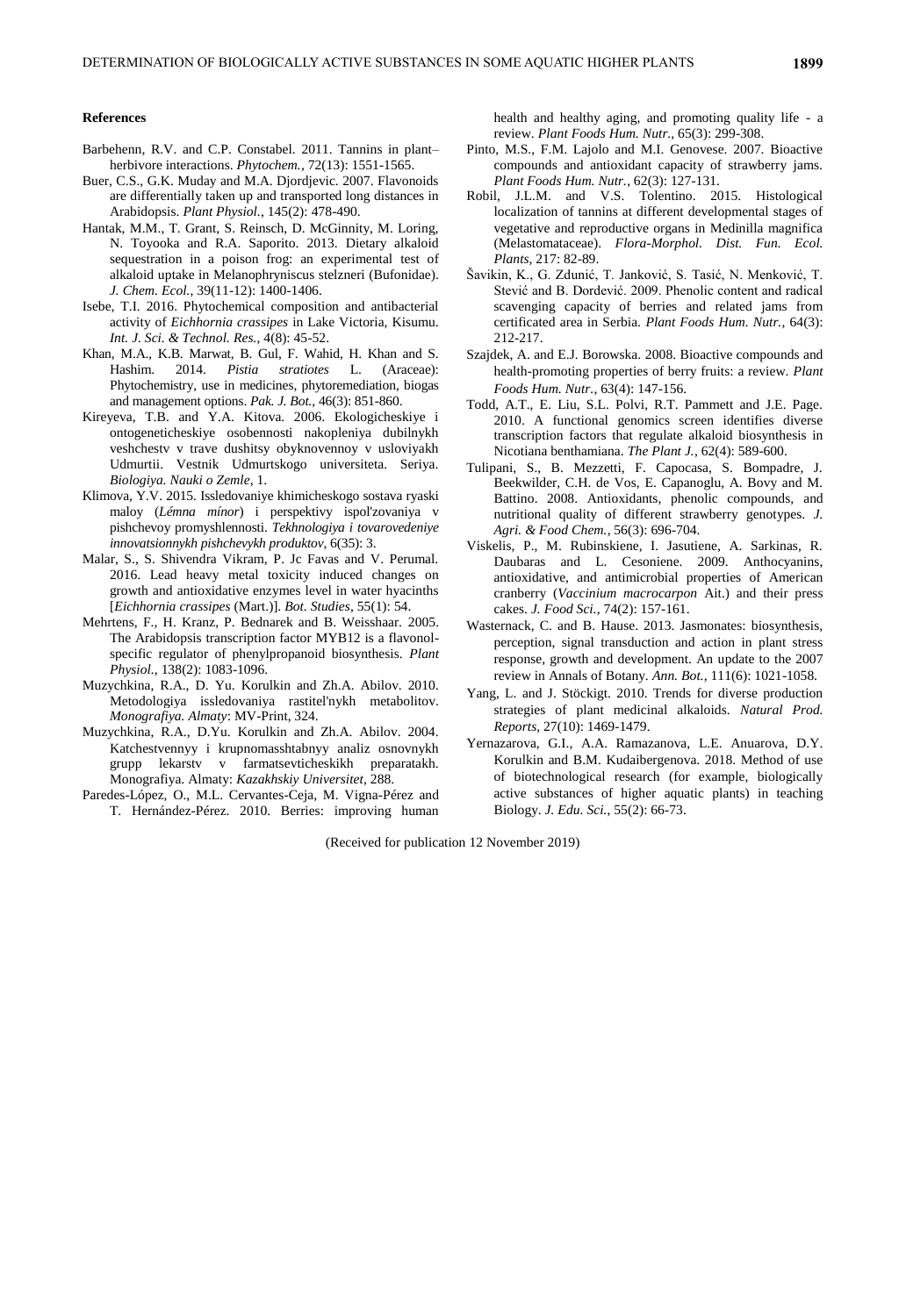## References

Barbehenn, R.V. and C.P. Constabel. 2011. Tannins in plant–herbivore interactions. *Phytochem.*, 72(13): 1551-1565.

Buer, C.S., G.K. Muday and M.A. Djordjevic. 2007. Flavonoids are differentially taken up and transported long distances in Arabidopsis. *Plant Physiol.*, 145(2): 478-490.

Hantak, M.M., T. Grant, S. Reinsch, D. McGinnity, M. Loring, N. Toyooka and R.A. Saporito. 2013. Dietary alkaloid sequestration in a poison frog: an experimental test of alkaloid uptake in Melanophryniscus stelzneri (Bufonidae). *J. Chem. Ecol.*, 39(11-12): 1400-1406.

Isebe, T.I. 2016. Phytochemical composition and antibacterial activity of *Eichhornia crassipes* in Lake Victoria, Kisumu. *Int. J. Sci. & Technol. Res.*, 4(8): 45-52.

Khan, M.A., K.B. Marwat, B. Gul, F. Wahid, H. Khan and S. Hashim. 2014. *Pistia stratiotes* L. (Araceae): Phytochemistry, use in medicines, phytoremediation, biogas and management options. *Pak. J. Bot.*, 46(3): 851-860.

Kireyeva, T.B. and Y.A. Kitova. 2006. Ekologicheskiye i ontogeneticheskiye osobennosti nakopleniya dubilnykh veshchestv v trave dushitsy obyknovennoy v usloviyakh Udmurtii. Vestnik Udmurtskogo universiteta. Seriya. *Biologiya. Nauki o Zemle*, 1.

Klimova, Y.V. 2015. Issledovaniye khimicheskogo sostava ryaski maloy (*Lémna mínor*) i perspektivy ispol'zovaniya v pishchevoy promyshlennosti. *Tekhnologiya i tovarovedeniye innovatsionnykh pishchevykh produktov*, 6(35): 3.

Malar, S., S. Shivendra Vikram, P. Jc Favas and V. Perumal. 2016. Lead heavy metal toxicity induced changes on growth and antioxidative enzymes level in water hyacinths [*Eichhornia crassipes* (Mart.)]. *Bot. Studies*, 55(1): 54.

Mehrtens, F., H. Kranz, P. Bednarek and B. Weisshaar. 2005. The Arabidopsis transcription factor MYB12 is a flavonol-specific regulator of phenylpropanoid biosynthesis. *Plant Physiol.*, 138(2): 1083-1096.

Muzychkina, R.A., D. Yu. Korulkin and Zh.A. Abilov. 2010. Metodologiya issledovaniya rastitel'nykh metabolitov. *Monografiya. Almaty*: MV-Print, 324.

Muzychkina, R.A., D.Yu. Korulkin and Zh.A. Abilov. 2004. Katchestvennyy i krupnomasshtabnyy analiz osnovnykh grupp lekarstv v farmatsevticheskikh preparatakh. Monografiya. Almaty: *Kazakhskiy Universitet*, 288.

Paredes-López, O., M.L. Cervantes-Ceja, M. Vigna-Pérez and T. Hernández-Pérez. 2010. Berries: improving human health and healthy aging, and promoting quality life - a review. *Plant Foods Hum. Nutr.*, 65(3): 299-308.

Pinto, M.S., F.M. Lajolo and M.I. Genovese. 2007. Bioactive compounds and antioxidant capacity of strawberry jams. *Plant Foods Hum. Nutr.*, 62(3): 127-131.

Robil, J.L.M. and V.S. Tolentino. 2015. Histological localization of tannins at different developmental stages of vegetative and reproductive organs in Medinilla magnifica (Melastomataceae). *Flora-Morphol. Dist. Fun. Ecol. Plants*, 217: 82-89.

Šavikin, K., G. Zdunić, T. Janković, S. Tasić, N. Menković, T. Stević and B. Dordević. 2009. Phenolic content and radical scavenging capacity of berries and related jams from certificated area in Serbia. *Plant Foods Hum. Nutr.*, 64(3): 212-217.

Szajdek, A. and E.J. Borowska. 2008. Bioactive compounds and health-promoting properties of berry fruits: a review. *Plant Foods Hum. Nutr.*, 63(4): 147-156.

Todd, A.T., E. Liu, S.L. Polvi, R.T. Pammett and J.E. Page. 2010. A functional genomics screen identifies diverse transcription factors that regulate alkaloid biosynthesis in Nicotiana benthamiana. *The Plant J.*, 62(4): 589-600.

Tulipani, S., B. Mezzetti, F. Capocasa, S. Bompadre, J. Beekwilder, C.H. de Vos, E. Capanoglu, A. Bovy and M. Battino. 2008. Antioxidants, phenolic compounds, and nutritional quality of different strawberry genotypes. *J. Agri. & Food Chem.*, 56(3): 696-704.

Viskelis, P., M. Rubinskiene, I. Jasutiene, A. Sarkinas, R. Daubaras and L. Cesoniene. 2009. Anthocyanins, antioxidative, and antimicrobial properties of American cranberry (*Vaccinium macrocarpon* Ait.) and their press cakes. *J. Food Sci.*, 74(2): 157-161.

Wasternack, C. and B. Hause. 2013. Jasmonates: biosynthesis, perception, signal transduction and action in plant stress response, growth and development. An update to the 2007 review in Annals of Botany. *Ann. Bot.*, 111(6): 1021-1058.

Yang, L. and J. Stöckigt. 2010. Trends for diverse production strategies of plant medicinal alkaloids. *Natural Prod. Reports*, 27(10): 1469-1479.

Yernazarova, G.I., A.A. Ramazanova, L.E. Anuarova, D.Y. Korulkin and B.M. Kudaibergenova. 2018. Method of use of biotechnological research (for example, biologically active substances of higher aquatic plants) in teaching Biology. *J. Edu. Sci.*, 55(2): 66-73.

(Received for publication 12 November 2019)